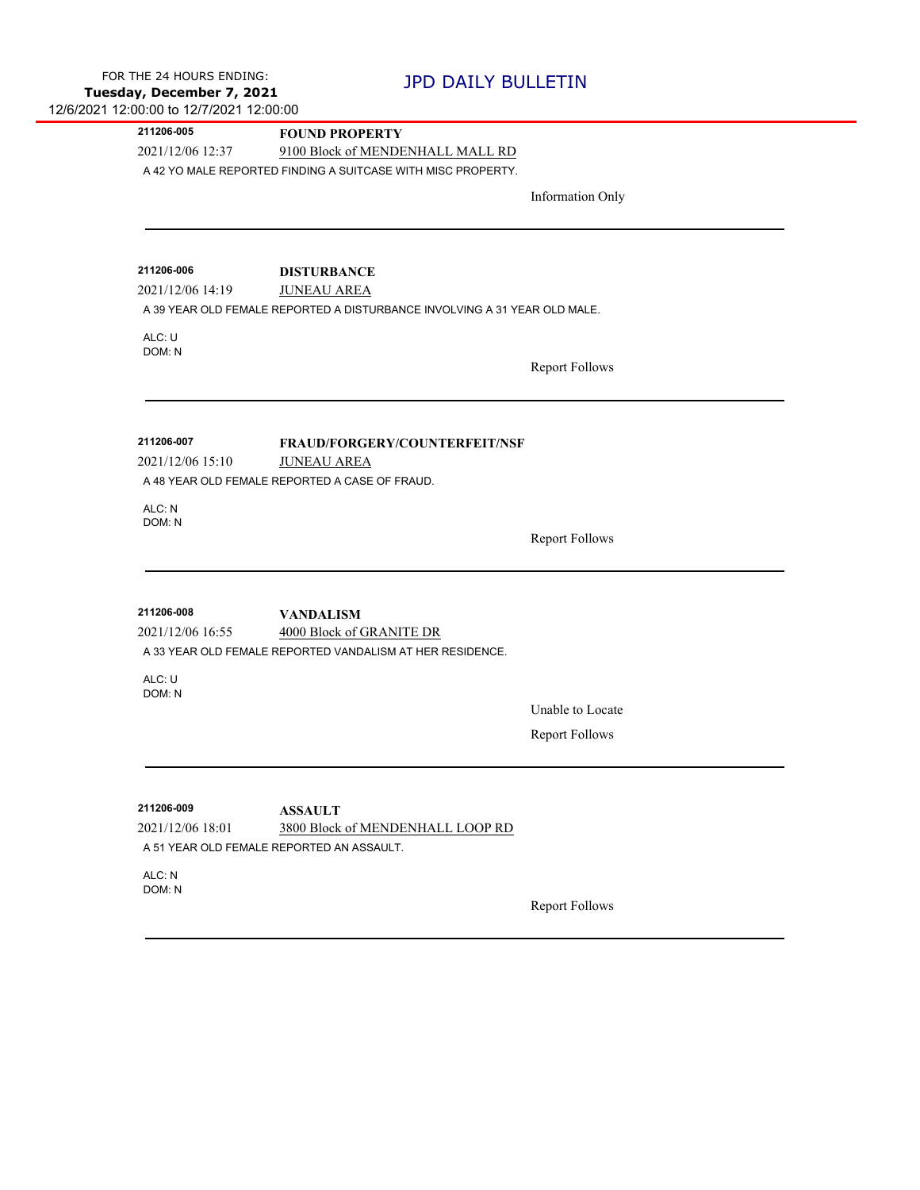FOR THE 24 HOURS ENDING:
**Tuesday, December 7, 2021**
12/6/2021 12:00:00 to 12/7/2021 12:00:00

# JPD DAILY BULLETIN

---

**211206-005** **FOUND PROPERTY**
2021/12/06 12:37 9100 Block of MENDENHALL MALL RD
A 42 YO MALE REPORTED FINDING A SUITCASE WITH MISC PROPERTY.

Information Only

---

**211206-006** **DISTURBANCE**
2021/12/06 14:19 JUNEAU AREA
A 39 YEAR OLD FEMALE REPORTED A DISTURBANCE INVOLVING A 31 YEAR OLD MALE.

ALC: U
DOM: N

Report Follows

---

**211206-007** **FRAUD/FORGERY/COUNTERFEIT/NSF**
2021/12/06 15:10 JUNEAU AREA
A 48 YEAR OLD FEMALE REPORTED A CASE OF FRAUD.

ALC: N
DOM: N

Report Follows

---

**211206-008** **VANDALISM**
2021/12/06 16:55 4000 Block of GRANITE DR
A 33 YEAR OLD FEMALE REPORTED VANDALISM AT HER RESIDENCE.

ALC: U
DOM: N

Unable to Locate

Report Follows

---

**211206-009** **ASSAULT**
2021/12/06 18:01 3800 Block of MENDENHALL LOOP RD
A 51 YEAR OLD FEMALE REPORTED AN ASSAULT.

ALC: N
DOM: N

Report Follows

---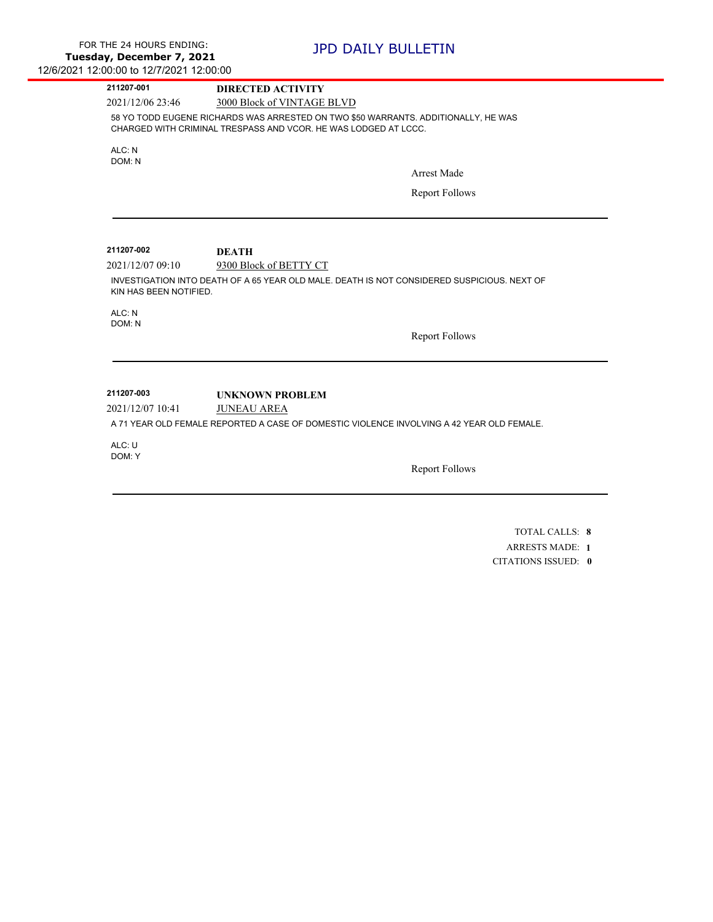FOR THE 24 HOURS ENDING:
**Tuesday, December 7, 2021**
12/6/2021 12:00:00 to 12/7/2021 12:00:00

# JPD DAILY BULLETIN

**211207-001** **DIRECTED ACTIVITY**

2021/12/06 23:46 3000 Block of VINTAGE BLVD

58 YO TODD EUGENE RICHARDS WAS ARRESTED ON TWO $50 WARRANTS. ADDITIONALLY, HE WAS CHARGED WITH CRIMINAL TRESPASS AND VCOR. HE WAS LODGED AT LCCC.

ALC: N
DOM: N

Arrest Made

Report Follows

---

**211207-002** **DEATH**

2021/12/07 09:10 9300 Block of BETTY CT

INVESTIGATION INTO DEATH OF A 65 YEAR OLD MALE. DEATH IS NOT CONSIDERED SUSPICIOUS. NEXT OF KIN HAS BEEN NOTIFIED.

ALC: N
DOM: N

Report Follows

---

**211207-003** **UNKNOWN PROBLEM**

2021/12/07 10:41 JUNEAU AREA

A 71 YEAR OLD FEMALE REPORTED A CASE OF DOMESTIC VIOLENCE INVOLVING A 42 YEAR OLD FEMALE.

ALC: U
DOM: Y

Report Follows

---

TOTAL CALLS: **8**
ARRESTS MADE: **1**
CITATIONS ISSUED: **0**